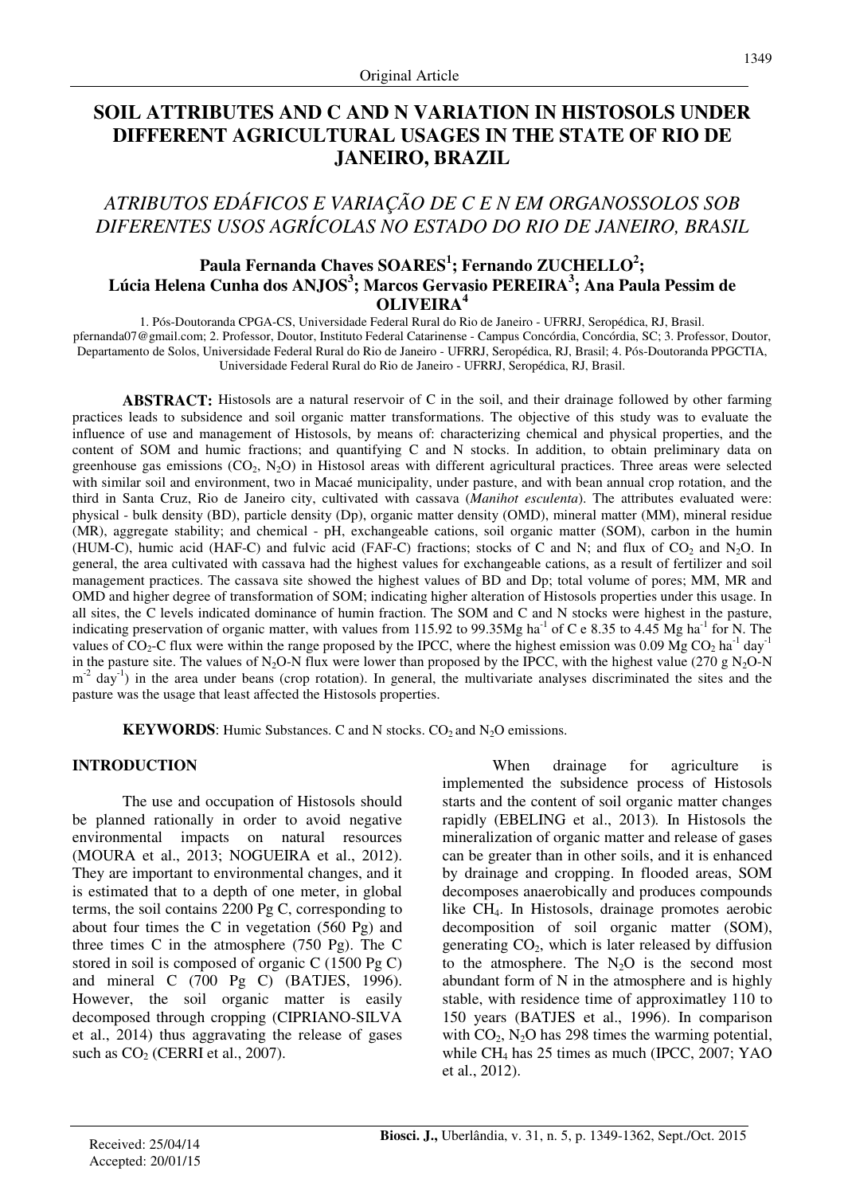Original Article

# SOIL ATTRIBUTES AND C AND N VARIATION IN HISTOSOLS UNDER DIFFERENT AGRICULTURAL USAGES IN THE STATE OF RIO DE JANEIRO, BRAZIL

## *ATRIBUTOS EDÁFICOS E VARIAÇÃO DE C E N EM ORGANOSSOLOS SOB DIFERENTES USOS AGRÍCOLAS NO ESTADO DO RIO DE JANEIRO, BRASIL*

**Paula Fernanda Chaves SOARES[1]; Fernando ZUCHELLO[2]; Lúcia Helena Cunha dos ANJOS[3]; Marcos Gervasio PEREIRA[3]; Ana Paula Pessim de OLIVEIRA[4]**

1. Pós-Doutoranda CPGA-CS, Universidade Federal Rural do Rio de Janeiro - UFRRJ, Seropédica, RJ, Brasil. pfernanda07@gmail.com; 2. Professor, Doutor, Instituto Federal Catarinense - Campus Concórdia, Concórdia, SC; 3. Professor, Doutor, Departamento de Solos, Universidade Federal Rural do Rio de Janeiro - UFRRJ, Seropédica, RJ, Brasil; 4. Pós-Doutoranda PPGCTIA, Universidade Federal Rural do Rio de Janeiro - UFRRJ, Seropédica, RJ, Brasil.

**ABSTRACT:** Histosols are a natural reservoir of C in the soil, and their drainage followed by other farming practices leads to subsidence and soil organic matter transformations. The objective of this study was to evaluate the influence of use and management of Histosols, by means of: characterizing chemical and physical properties, and the content of SOM and humic fractions; and quantifying C and N stocks. In addition, to obtain preliminary data on greenhouse gas emissions ($CO_2$, $N_2O$) in Histosol areas with different agricultural practices. Three areas were selected with similar soil and environment, two in Macaé municipality, under pasture, and with bean annual crop rotation, and the third in Santa Cruz, Rio de Janeiro city, cultivated with cassava (*Manihot esculenta*). The attributes evaluated were: physical - bulk density (BD), particle density (Dp), organic matter density (OMD), mineral matter (MM), mineral residue (MR), aggregate stability; and chemical - pH, exchangeable cations, soil organic matter (SOM), carbon in the humin (HUM-C), humic acid (HAF-C) and fulvic acid (FAF-C) fractions; stocks of C and N; and flux of $CO_2$ and $N_2O$. In general, the area cultivated with cassava had the highest values for exchangeable cations, as a result of fertilizer and soil management practices. The cassava site showed the highest values of BD and Dp; total volume of pores; MM, MR and OMD and higher degree of transformation of SOM; indicating higher alteration of Histosols properties under this usage. In all sites, the C levels indicated dominance of humin fraction. The SOM and C and N stocks were highest in the pasture, indicating preservation of organic matter, with values from 115.92 to 99.35Mg $ha^{-1}$ of C e 8.35 to 4.45 Mg $ha^{-1}$ for N. The values of $CO_2$-C flux were within the range proposed by the IPCC, where the highest emission was 0.09 Mg $CO_2$ $ha^{-1}$ $day^{-1}$ in the pasture site. The values of $N_2O$-N flux were lower than proposed by the IPCC, with the highest value (270 g $N_2O$-N $m^{-2}$ $day^{-1}$) in the area under beans (crop rotation). In general, the multivariate analyses discriminated the sites and the pasture was the usage that least affected the Histosols properties.

**KEYWORDS**: Humic Substances. C and N stocks. $CO_2$ and $N_2O$ emissions.

## INTRODUCTION

The use and occupation of Histosols should be planned rationally in order to avoid negative environmental impacts on natural resources (MOURA et al., 2013; NOGUEIRA et al., 2012). They are important to environmental changes, and it is estimated that to a depth of one meter, in global terms, the soil contains 2200 Pg C, corresponding to about four times the C in vegetation (560 Pg) and three times C in the atmosphere (750 Pg). The C stored in soil is composed of organic C (1500 Pg C) and mineral C (700 Pg C) (BATJES, 1996). However, the soil organic matter is easily decomposed through cropping (CIPRIANO-SILVA et al., 2014) thus aggravating the release of gases such as $CO_2$ (CERRI et al., 2007).

When drainage for agriculture is implemented the subsidence process of Histosols starts and the content of soil organic matter changes rapidly (EBELING et al., 2013). In Histosols the mineralization of organic matter and release of gases can be greater than in other soils, and it is enhanced by drainage and cropping. In flooded areas, SOM decomposes anaerobically and produces compounds like $CH_4$. In Histosols, drainage promotes aerobic decomposition of soil organic matter (SOM), generating $CO_2$, which is later released by diffusion to the atmosphere. The $N_2O$ is the second most abundant form of N in the atmosphere and is highly stable, with residence time of approximatley 110 to 150 years (BATJES et al., 1996). In comparison with $CO_2$, $N_2O$ has 298 times the warming potential, while $CH_4$ has 25 times as much (IPCC, 2007; YAO et al., 2012).

Received: 25/04/14
Accepted: 20/01/15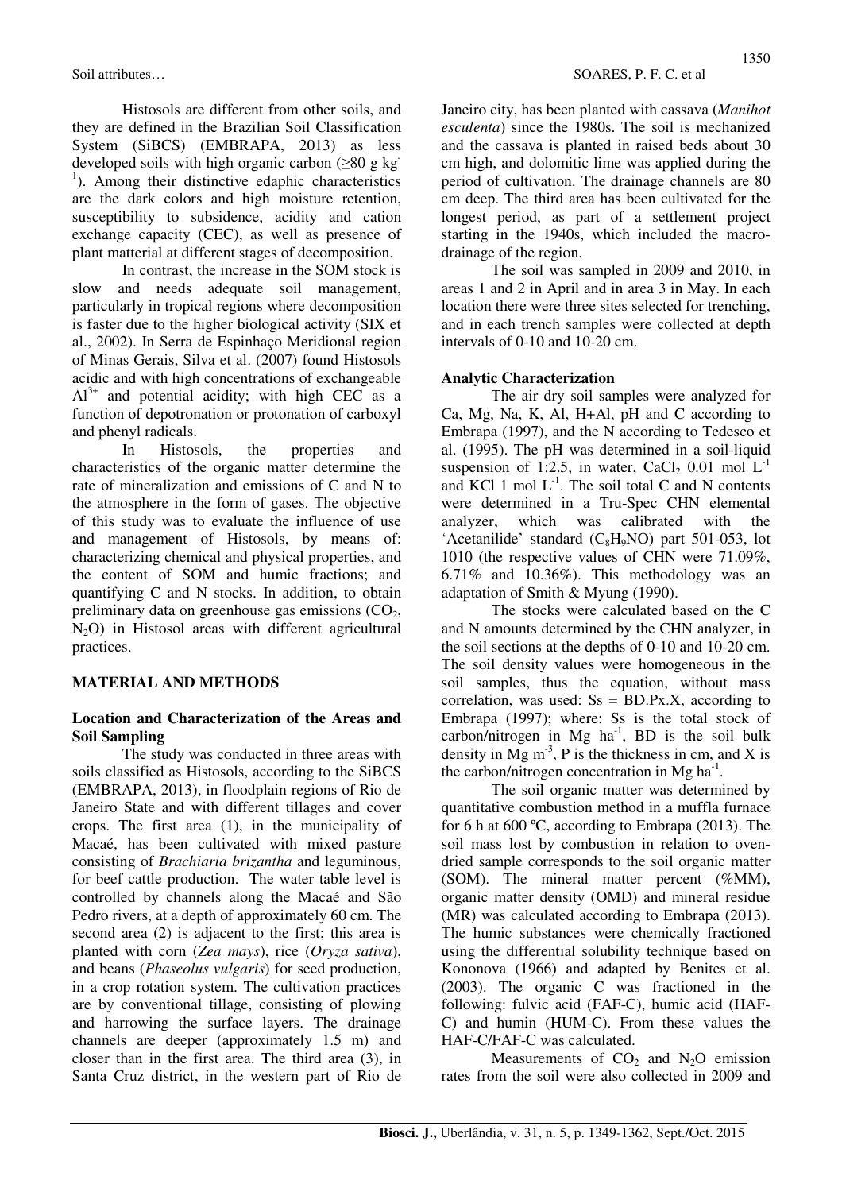Histosols are different from other soils, and they are defined in the Brazilian Soil Classification System (SiBCS) (EMBRAPA, 2013) as less developed soils with high organic carbon ($\geq$80 g $kg^{-1}$). Among their distinctive edaphic characteristics are the dark colors and high moisture retention, susceptibility to subsidence, acidity and cation exchange capacity (CEC), as well as presence of plant matterial at different stages of decomposition.

In contrast, the increase in the SOM stock is slow and needs adequate soil management, particularly in tropical regions where decomposition is faster due to the higher biological activity (SIX et al., 2002). In Serra de Espinhaço Meridional region of Minas Gerais, Silva et al. (2007) found Histosols acidic and with high concentrations of exchangeable $Al^{3+}$ and potential acidity; with high CEC as a function of depotronation or protonation of carboxyl and phenyl radicals.

In Histosols, the properties and characteristics of the organic matter determine the rate of mineralization and emissions of C and N to the atmosphere in the form of gases. The objective of this study was to evaluate the influence of use and management of Histosols, by means of: characterizing chemical and physical properties, and the content of SOM and humic fractions; and quantifying C and N stocks. In addition, to obtain preliminary data on greenhouse gas emissions ($CO_2$, $N_2O$) in Histosol areas with different agricultural practices.

## MATERIAL AND METHODS

### Location and Characterization of the Areas and Soil Sampling

The study was conducted in three areas with soils classified as Histosols, according to the SiBCS (EMBRAPA, 2013), in floodplain regions of Rio de Janeiro State and with different tillages and cover crops. The first area (1), in the municipality of Macaé, has been cultivated with mixed pasture consisting of *Brachiaria brizantha* and leguminous, for beef cattle production. The water table level is controlled by channels along the Macaé and São Pedro rivers, at a depth of approximately 60 cm. The second area (2) is adjacent to the first; this area is planted with corn (*Zea mays*), rice (*Oryza sativa*), and beans (*Phaseolus vulgaris*) for seed production, in a crop rotation system. The cultivation practices are by conventional tillage, consisting of plowing and harrowing the surface layers. The drainage channels are deeper (approximately 1.5 m) and closer than in the first area. The third area (3), in Santa Cruz district, in the western part of Rio de Janeiro city, has been planted with cassava (*Manihot esculenta*) since the 1980s. The soil is mechanized and the cassava is planted in raised beds about 30 cm high, and dolomitic lime was applied during the period of cultivation. The drainage channels are 80 cm deep. The third area has been cultivated for the longest period, as part of a settlement project starting in the 1940s, which included the macro-drainage of the region.

The soil was sampled in 2009 and 2010, in areas 1 and 2 in April and in area 3 in May. In each location there were three sites selected for trenching, and in each trench samples were collected at depth intervals of 0-10 and 10-20 cm.

### Analytic Characterization

The air dry soil samples were analyzed for Ca, Mg, Na, K, Al, H+Al, pH and C according to Embrapa (1997), and the N according to Tedesco et al. (1995). The pH was determined in a soil-liquid suspension of 1:2.5, in water, $CaCl_2$ 0.01 mol $L^{-1}$ and KCl 1 mol $L^{-1}$. The soil total C and N contents were determined in a Tru-Spec CHN elemental analyzer, which was calibrated with the 'Acetanilide' standard ($C_8H_9NO$) part 501-053, lot 1010 (the respective values of CHN were 71.09%, 6.71% and 10.36%). This methodology was an adaptation of Smith & Myung (1990).

The stocks were calculated based on the C and N amounts determined by the CHN analyzer, in the soil sections at the depths of 0-10 and 10-20 cm. The soil density values were homogeneous in the soil samples, thus the equation, without mass correlation, was used: $Ss = BD.Px.X$, according to Embrapa (1997); where: Ss is the total stock of carbon/nitrogen in Mg $ha^{-1}$, BD is the soil bulk density in Mg $m^{-3}$, P is the thickness in cm, and X is the carbon/nitrogen concentration in Mg $ha^{-1}$.

The soil organic matter was determined by quantitative combustion method in a muffla furnace for 6 h at 600 ºC, according to Embrapa (2013). The soil mass lost by combustion in relation to oven-dried sample corresponds to the soil organic matter (SOM). The mineral matter percent (%MM), organic matter density (OMD) and mineral residue (MR) was calculated according to Embrapa (2013). The humic substances were chemically fractioned using the differential solubility technique based on Kononova (1966) and adapted by Benites et al. (2003). The organic C was fractioned in the following: fulvic acid (FAF-C), humic acid (HAF-C) and humin (HUM-C). From these values the HAF-C/FAF-C was calculated.

Measurements of $CO_2$ and $N_2O$ emission rates from the soil were also collected in 2009 and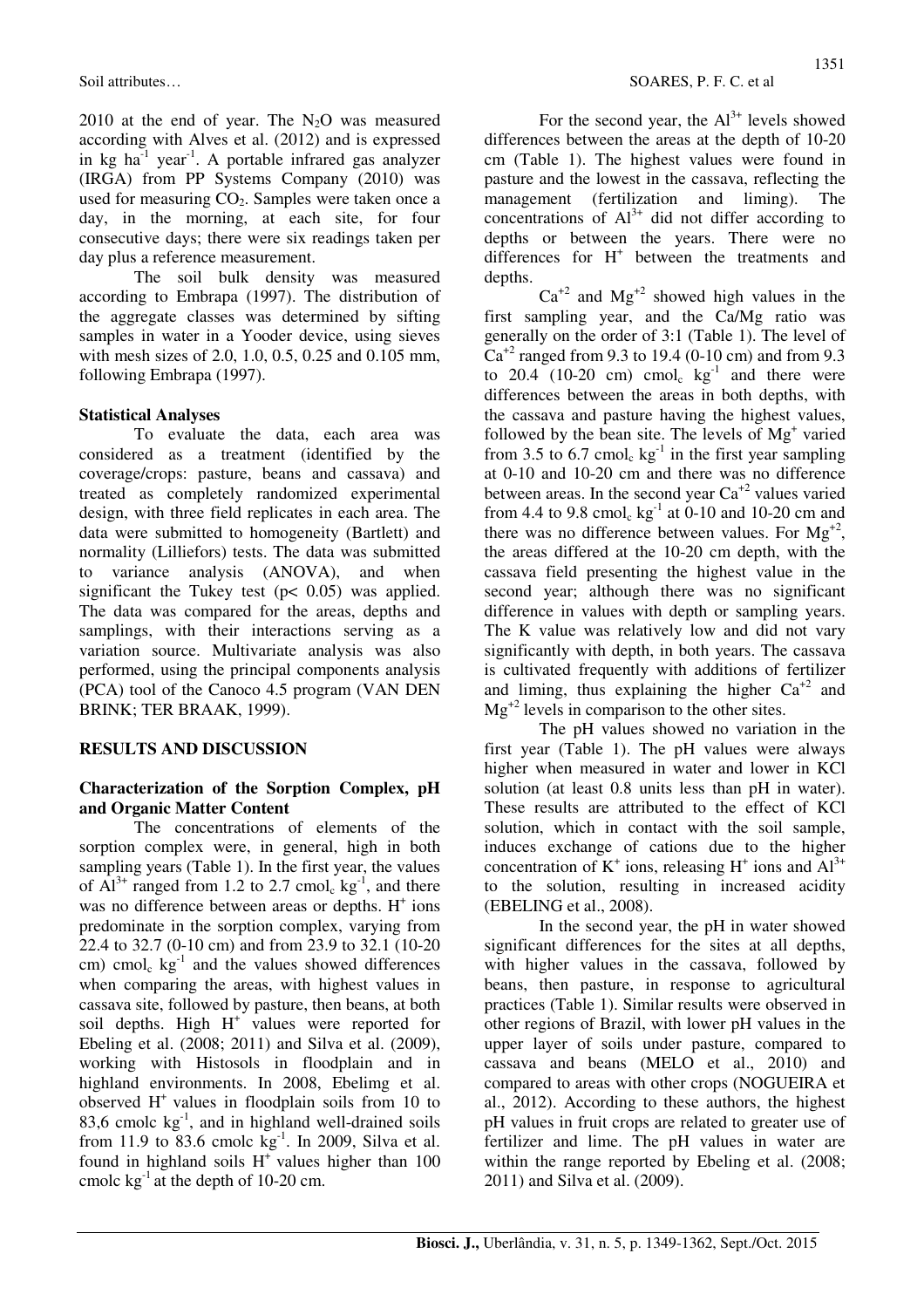2010 at the end of year. The $N_2O$ was measured according with Alves et al. (2012) and is expressed in kg ha$^{-1}$ year$^{-1}$. A portable infrared gas analyzer (IRGA) from PP Systems Company (2010) was used for measuring $CO_2$. Samples were taken once a day, in the morning, at each site, for four consecutive days; there were six readings taken per day plus a reference measurement.

The soil bulk density was measured according to Embrapa (1997). The distribution of the aggregate classes was determined by sifting samples in water in a Yooder device, using sieves with mesh sizes of 2.0, 1.0, 0.5, 0.25 and 0.105 mm, following Embrapa (1997).

### Statistical Analyses

To evaluate the data, each area was considered as a treatment (identified by the coverage/crops: pasture, beans and cassava) and treated as completely randomized experimental design, with three field replicates in each area. The data were submitted to homogeneity (Bartlett) and normality (Lilliefors) tests. The data was submitted to variance analysis (ANOVA), and when significant the Tukey test ($p < 0.05$) was applied. The data was compared for the areas, depths and samplings, with their interactions serving as a variation source. Multivariate analysis was also performed, using the principal components analysis (PCA) tool of the Canoco 4.5 program (VAN DEN BRINK; TER BRAAK, 1999).

## RESULTS AND DISCUSSION

### Characterization of the Sorption Complex, pH and Organic Matter Content

The concentrations of elements of the sorption complex were, in general, high in both sampling years (Table 1). In the first year, the values of $Al^{3+}$ ranged from 1.2 to 2.7 cmol$_c$ kg$^{-1}$, and there was no difference between areas or depths. $H^+$ ions predominate in the sorption complex, varying from 22.4 to 32.7 (0-10 cm) and from 23.9 to 32.1 (10-20 cm) cmol$_c$ kg$^{-1}$ and the values showed differences when comparing the areas, with highest values in cassava site, followed by pasture, then beans, at both soil depths. High $H^+$ values were reported for Ebeling et al. (2008; 2011) and Silva et al. (2009), working with Histosols in floodplain and in highland environments. In 2008, Ebelimg et al. observed $H^+$ values in floodplain soils from 10 to 83,6 cmolc kg$^{-1}$, and in highland well-drained soils from 11.9 to 83.6 cmolc kg$^{-1}$. In 2009, Silva et al. found in highland soils $H^+$ values higher than 100 cmolc kg$^{-1}$ at the depth of 10-20 cm.

For the second year, the $Al^{3+}$ levels showed differences between the areas at the depth of 10-20 cm (Table 1). The highest values were found in pasture and the lowest in the cassava, reflecting the management (fertilization and liming). The concentrations of $Al^{3+}$ did not differ according to depths or between the years. There were no differences for $H^+$ between the treatments and depths.

$Ca^{+2}$ and $Mg^{+2}$ showed high values in the first sampling year, and the Ca/Mg ratio was generally on the order of 3:1 (Table 1). The level of $Ca^{+2}$ ranged from 9.3 to 19.4 (0-10 cm) and from 9.3 to 20.4 (10-20 cm) cmol$_c$ kg$^{-1}$ and there were differences between the areas in both depths, with the cassava and pasture having the highest values, followed by the bean site. The levels of $Mg^+$ varied from 3.5 to 6.7 cmol$_c$ kg$^{-1}$ in the first year sampling at 0-10 and 10-20 cm and there was no difference between areas. In the second year $Ca^{+2}$ values varied from 4.4 to 9.8 cmol$_c$ kg$^{-1}$ at 0-10 and 10-20 cm and there was no difference between values. For $Mg^{+2}$, the areas differed at the 10-20 cm depth, with the cassava field presenting the highest value in the second year; although there was no significant difference in values with depth or sampling years. The K value was relatively low and did not vary significantly with depth, in both years. The cassava is cultivated frequently with additions of fertilizer and liming, thus explaining the higher $Ca^{+2}$ and $Mg^{+2}$ levels in comparison to the other sites.

The pH values showed no variation in the first year (Table 1). The pH values were always higher when measured in water and lower in KCl solution (at least 0.8 units less than pH in water). These results are attributed to the effect of KCl solution, which in contact with the soil sample, induces exchange of cations due to the higher concentration of $K^+$ ions, releasing $H^+$ ions and $Al^{3+}$ to the solution, resulting in increased acidity (EBELING et al., 2008).

In the second year, the pH in water showed significant differences for the sites at all depths, with higher values in the cassava, followed by beans, then pasture, in response to agricultural practices (Table 1). Similar results were observed in other regions of Brazil, with lower pH values in the upper layer of soils under pasture, compared to cassava and beans (MELO et al., 2010) and compared to areas with other crops (NOGUEIRA et al., 2012). According to these authors, the highest pH values in fruit crops are related to greater use of fertilizer and lime. The pH values in water are within the range reported by Ebeling et al. (2008; 2011) and Silva et al. (2009).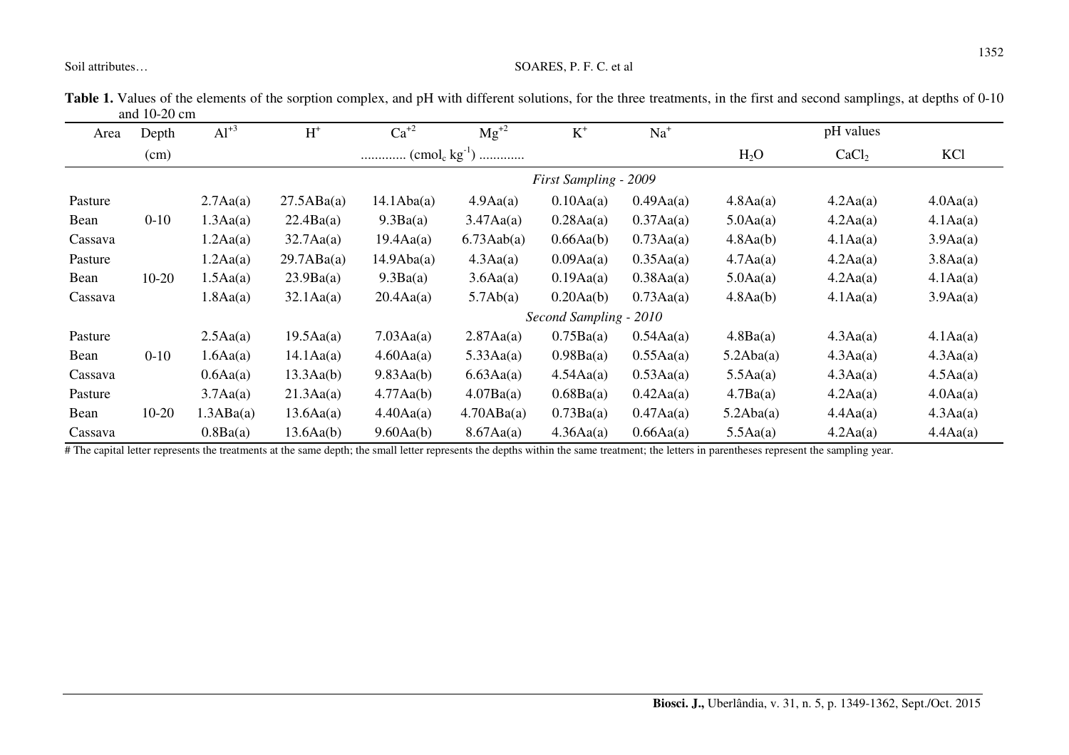**Table 1.** Values of the elements of the sorption complex, and pH with different solutions, for the three treatments, in the first and second samplings, at depths of 0-10 and 10-20 cm

| Area | Depth | $Al^{+3}$ | $H^{+}$ | $Ca^{+2}$ | $Mg^{+2}$ | $K^{+}$ | $Na^{+}$ | pH values | | |
|---|---|---|---|---|---|---|---|---|---|---|
| | (cm) | | | ............ ($cmol_c\ kg^{-1}$) ............ | | | | $H_2O$ | $CaCl_2$ | KCl |
| | | | | | | *First Sampling - 2009* | | | | |
| Pasture | | 2.7Aa(a) | 27.5ABa(a) | 14.1Aba(a) | 4.9Aa(a) | 0.10Aa(a) | 0.49Aa(a) | 4.8Aa(a) | 4.2Aa(a) | 4.0Aa(a) |
| Bean | 0-10 | 1.3Aa(a) | 22.4Ba(a) | 9.3Ba(a) | 3.47Aa(a) | 0.28Aa(a) | 0.37Aa(a) | 5.0Aa(a) | 4.2Aa(a) | 4.1Aa(a) |
| Cassava | | 1.2Aa(a) | 32.7Aa(a) | 19.4Aa(a) | 6.73Aab(a) | 0.66Aa(b) | 0.73Aa(a) | 4.8Aa(b) | 4.1Aa(a) | 3.9Aa(a) |
| Pasture | | 1.2Aa(a) | 29.7ABa(a) | 14.9Aba(a) | 4.3Aa(a) | 0.09Aa(a) | 0.35Aa(a) | 4.7Aa(a) | 4.2Aa(a) | 3.8Aa(a) |
| Bean | 10-20 | 1.5Aa(a) | 23.9Ba(a) | 9.3Ba(a) | 3.6Aa(a) | 0.19Aa(a) | 0.38Aa(a) | 5.0Aa(a) | 4.2Aa(a) | 4.1Aa(a) |
| Cassava | | 1.8Aa(a) | 32.1Aa(a) | 20.4Aa(a) | 5.7Ab(a) | 0.20Aa(b) | 0.73Aa(a) | 4.8Aa(b) | 4.1Aa(a) | 3.9Aa(a) |
| | | | | | | *Second Sampling - 2010* | | | | |
| Pasture | | 2.5Aa(a) | 19.5Aa(a) | 7.03Aa(a) | 2.87Aa(a) | 0.75Ba(a) | 0.54Aa(a) | 4.8Ba(a) | 4.3Aa(a) | 4.1Aa(a) |
| Bean | 0-10 | 1.6Aa(a) | 14.1Aa(a) | 4.60Aa(a) | 5.33Aa(a) | 0.98Ba(a) | 0.55Aa(a) | 5.2Aba(a) | 4.3Aa(a) | 4.3Aa(a) |
| Cassava | | 0.6Aa(a) | 13.3Aa(b) | 9.83Aa(b) | 6.63Aa(a) | 4.54Aa(a) | 0.53Aa(a) | 5.5Aa(a) | 4.3Aa(a) | 4.5Aa(a) |
| Pasture | | 3.7Aa(a) | 21.3Aa(a) | 4.77Aa(b) | 4.07Ba(a) | 0.68Ba(a) | 0.42Aa(a) | 4.7Ba(a) | 4.2Aa(a) | 4.0Aa(a) |
| Bean | 10-20 | 1.3ABa(a) | 13.6Aa(a) | 4.40Aa(a) | 4.70ABa(a) | 0.73Ba(a) | 0.47Aa(a) | 5.2Aba(a) | 4.4Aa(a) | 4.3Aa(a) |
| Cassava | | 0.8Ba(a) | 13.6Aa(b) | 9.60Aa(b) | 8.67Aa(a) | 4.36Aa(a) | 0.66Aa(a) | 5.5Aa(a) | 4.2Aa(a) | 4.4Aa(a) |

# The capital letter represents the treatments at the same depth; the small letter represents the depths within the same treatment; the letters in parentheses represent the sampling year.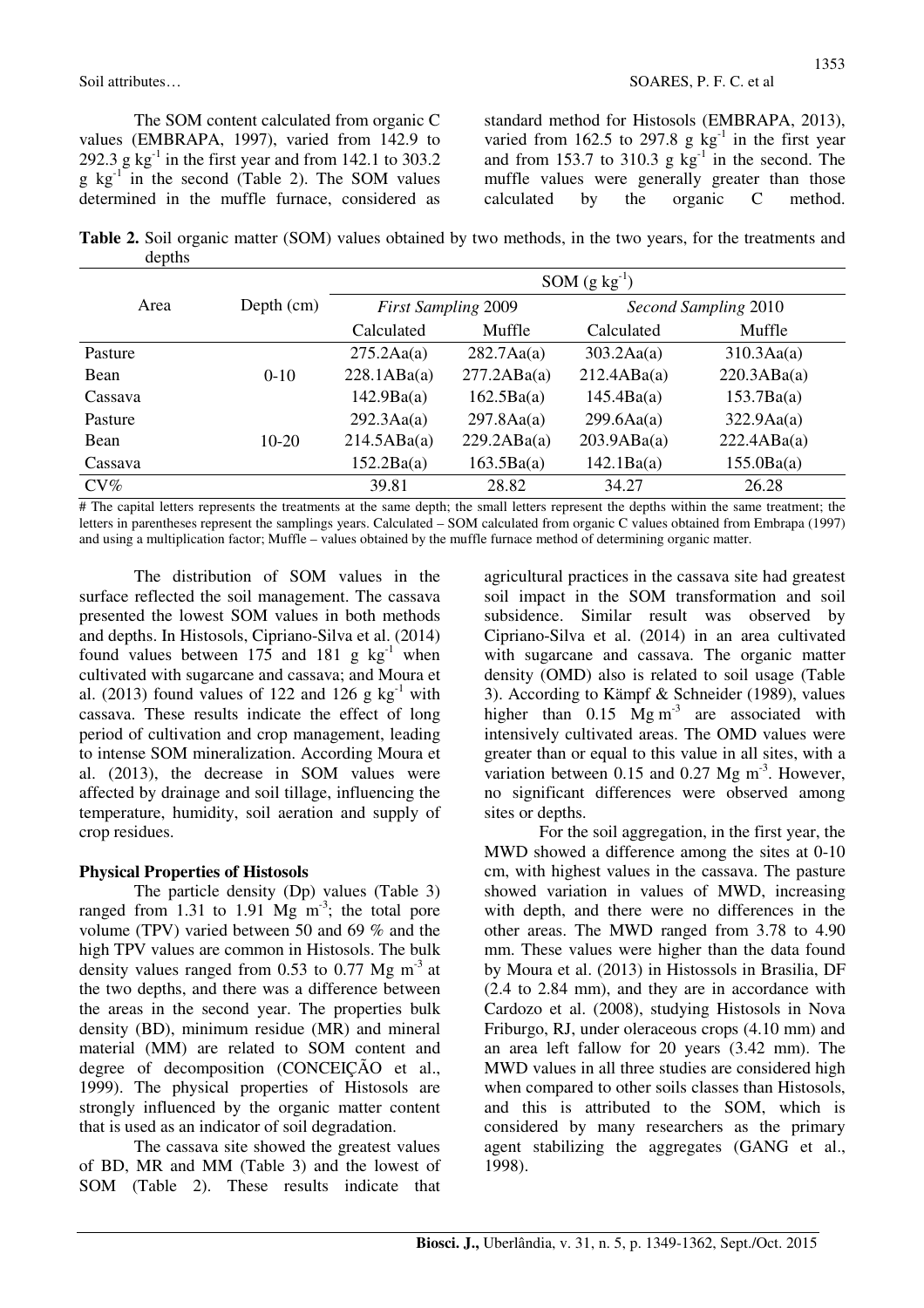The SOM content calculated from organic C values (EMBRAPA, 1997), varied from 142.9 to 292.3 g $kg^{-1}$ in the first year and from 142.1 to 303.2 g $kg^{-1}$ in the second (Table 2). The SOM values determined in the muffle furnace, considered as standard method for Histosols (EMBRAPA, 2013), varied from 162.5 to 297.8 g $kg^{-1}$ in the first year and from 153.7 to 310.3 g $kg^{-1}$ in the second. The muffle values were generally greater than those calculated by the organic C method.

**Table 2.** Soil organic matter (SOM) values obtained by two methods, in the two years, for the treatments and depths

| Area | Depth (cm) | SOM (g $kg^{-1}$) | | | |
|---|---|---|---|---|---|
| | | *First Sampling 2009* | | *Second Sampling 2010* | |
| | | Calculated | Muffle | Calculated | Muffle |
| Pasture | 0-10 | 275.2Aa(a) | 282.7Aa(a) | 303.2Aa(a) | 310.3Aa(a) |
| Bean | | 228.1ABa(a) | 277.2ABa(a) | 212.4ABa(a) | 220.3ABa(a) |
| Cassava | | 142.9Ba(a) | 162.5Ba(a) | 145.4Ba(a) | 153.7Ba(a) |
| Pasture | 10-20 | 292.3Aa(a) | 297.8Aa(a) | 299.6Aa(a) | 322.9Aa(a) |
| Bean | | 214.5ABa(a) | 229.2ABa(a) | 203.9ABa(a) | 222.4ABa(a) |
| Cassava | | 152.2Ba(a) | 163.5Ba(a) | 142.1Ba(a) | 155.0Ba(a) |
| CV% | | 39.81 | 28.82 | 34.27 | 26.28 |

# The capital letters represents the treatments at the same depth; the small letters represent the depths within the same treatment; the letters in parentheses represent the samplings years. Calculated – SOM calculated from organic C values obtained from Embrapa (1997) and using a multiplication factor; Muffle – values obtained by the muffle furnace method of determining organic matter.

The distribution of SOM values in the surface reflected the soil management. The cassava presented the lowest SOM values in both methods and depths. In Histosols, Cipriano-Silva et al. (2014) found values between 175 and 181 g $kg^{-1}$ when cultivated with sugarcane and cassava; and Moura et al. (2013) found values of 122 and 126 g $kg^{-1}$ with cassava. These results indicate the effect of long period of cultivation and crop management, leading to intense SOM mineralization. According Moura et al. (2013), the decrease in SOM values were affected by drainage and soil tillage, influencing the temperature, humidity, soil aeration and supply of crop residues.

**Physical Properties of Histosols**

The particle density (Dp) values (Table 3) ranged from 1.31 to 1.91 Mg $m^{-3}$; the total pore volume (TPV) varied between 50 and 69 % and the high TPV values are common in Histosols. The bulk density values ranged from 0.53 to 0.77 Mg $m^{-3}$ at the two depths, and there was a difference between the areas in the second year. The properties bulk density (BD), minimum residue (MR) and mineral material (MM) are related to SOM content and degree of decomposition (CONCEIÇÃO et al., 1999). The physical properties of Histosols are strongly influenced by the organic matter content that is used as an indicator of soil degradation.

The cassava site showed the greatest values of BD, MR and MM (Table 3) and the lowest of SOM (Table 2). These results indicate that agricultural practices in the cassava site had greatest soil impact in the SOM transformation and soil subsidence. Similar result was observed by Cipriano-Silva et al. (2014) in an area cultivated with sugarcane and cassava. The organic matter density (OMD) also is related to soil usage (Table 3). According to Kämpf & Schneider (1989), values higher than 0.15 Mg $m^{-3}$ are associated with intensively cultivated areas. The OMD values were greater than or equal to this value in all sites, with a variation between 0.15 and 0.27 Mg $m^{-3}$. However, no significant differences were observed among sites or depths.

For the soil aggregation, in the first year, the MWD showed a difference among the sites at 0-10 cm, with highest values in the cassava. The pasture showed variation in values of MWD, increasing with depth, and there were no differences in the other areas. The MWD ranged from 3.78 to 4.90 mm. These values were higher than the data found by Moura et al. (2013) in Histossols in Brasilia, DF (2.4 to 2.84 mm), and they are in accordance with Cardozo et al. (2008), studying Histosols in Nova Friburgo, RJ, under oleraceous crops (4.10 mm) and an area left fallow for 20 years (3.42 mm). The MWD values in all three studies are considered high when compared to other soils classes than Histosols, and this is attributed to the SOM, which is considered by many researchers as the primary agent stabilizing the aggregates (GANG et al., 1998).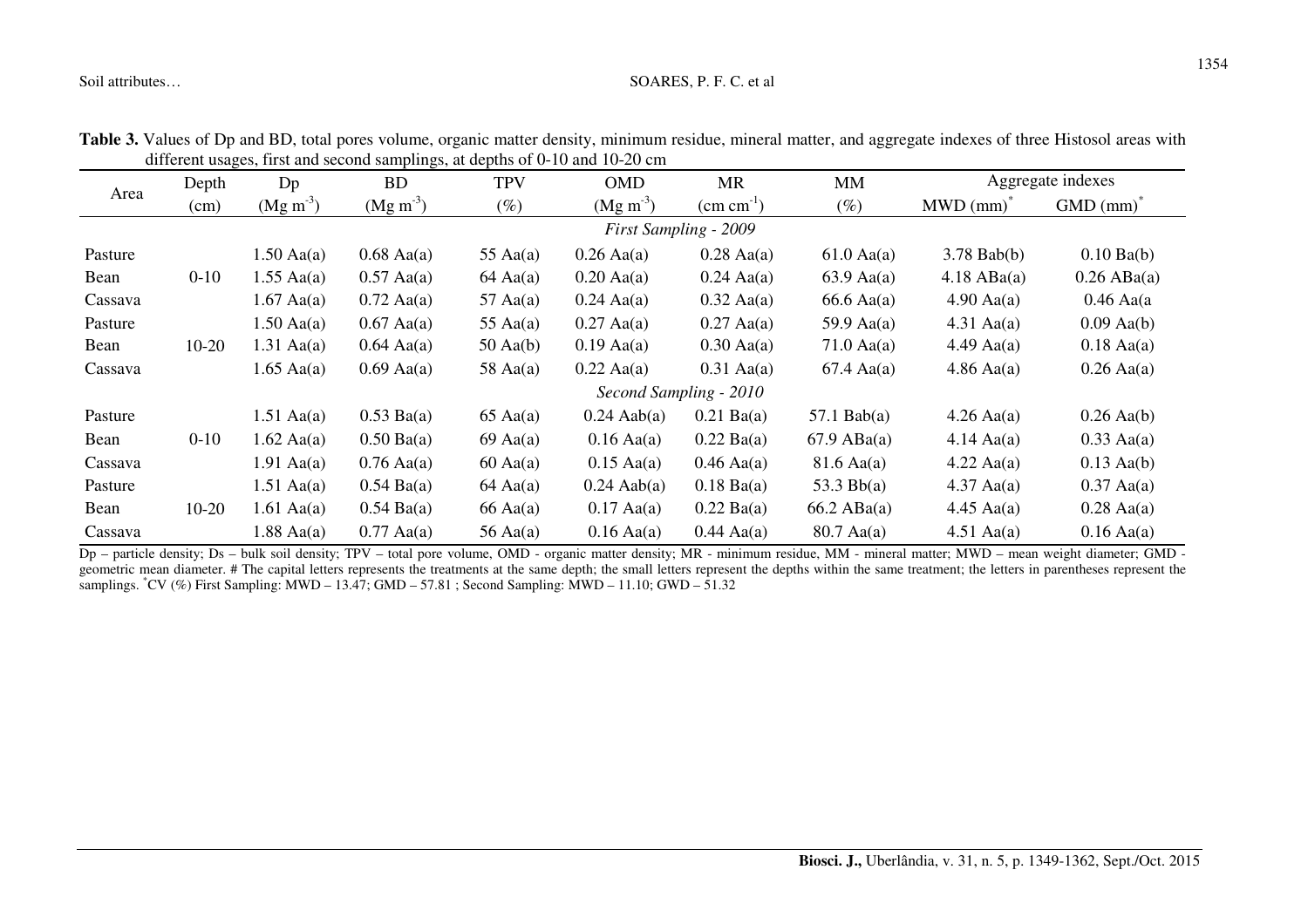**Table 3.** Values of Dp and BD, total pores volume, organic matter density, minimum residue, mineral matter, and aggregate indexes of three Histosol areas with different usages, first and second samplings, at depths of 0-10 and 10-20 cm

| Area | Depth | Dp | BD | TPV | OMD | MR | MM | Aggregate indexes | |
|---|---|---|---|---|---|---|---|---|---|
| | (cm) | (Mg m$^{-3}$) | (Mg m$^{-3}$) | (%) | (Mg m$^{-3}$) | (cm cm$^{-1}$) | (%) | MWD (mm)* | GMD (mm)* |
| | | | | | *First Sampling - 2009* | | | | |
| Pasture | 0-10 | 1.50 Aa(a) | 0.68 Aa(a) | 55 Aa(a) | 0.26 Aa(a) | 0.28 Aa(a) | 61.0 Aa(a) | 3.78 Bab(b) | 0.10 Ba(b) |
| Bean | | 1.55 Aa(a) | 0.57 Aa(a) | 64 Aa(a) | 0.20 Aa(a) | 0.24 Aa(a) | 63.9 Aa(a) | 4.18 ABa(a) | 0.26 ABa(a) |
| Cassava | | 1.67 Aa(a) | 0.72 Aa(a) | 57 Aa(a) | 0.24 Aa(a) | 0.32 Aa(a) | 66.6 Aa(a) | 4.90 Aa(a) | 0.46 Aa(a |
| Pasture | 10-20 | 1.50 Aa(a) | 0.67 Aa(a) | 55 Aa(a) | 0.27 Aa(a) | 0.27 Aa(a) | 59.9 Aa(a) | 4.31 Aa(a) | 0.09 Aa(b) |
| Bean | | 1.31 Aa(a) | 0.64 Aa(a) | 50 Aa(b) | 0.19 Aa(a) | 0.30 Aa(a) | 71.0 Aa(a) | 4.49 Aa(a) | 0.18 Aa(a) |
| Cassava | | 1.65 Aa(a) | 0.69 Aa(a) | 58 Aa(a) | 0.22 Aa(a) | 0.31 Aa(a) | 67.4 Aa(a) | 4.86 Aa(a) | 0.26 Aa(a) |
| | | | | | *Second Sampling - 2010* | | | | |
| Pasture | 0-10 | 1.51 Aa(a) | 0.53 Ba(a) | 65 Aa(a) | 0.24 Aab(a) | 0.21 Ba(a) | 57.1 Bab(a) | 4.26 Aa(a) | 0.26 Aa(b) |
| Bean | | 1.62 Aa(a) | 0.50 Ba(a) | 69 Aa(a) | 0.16 Aa(a) | 0.22 Ba(a) | 67.9 ABa(a) | 4.14 Aa(a) | 0.33 Aa(a) |
| Cassava | | 1.91 Aa(a) | 0.76 Aa(a) | 60 Aa(a) | 0.15 Aa(a) | 0.46 Aa(a) | 81.6 Aa(a) | 4.22 Aa(a) | 0.13 Aa(b) |
| Pasture | 10-20 | 1.51 Aa(a) | 0.54 Ba(a) | 64 Aa(a) | 0.24 Aab(a) | 0.18 Ba(a) | 53.3 Bb(a) | 4.37 Aa(a) | 0.37 Aa(a) |
| Bean | | 1.61 Aa(a) | 0.54 Ba(a) | 66 Aa(a) | 0.17 Aa(a) | 0.22 Ba(a) | 66.2 ABa(a) | 4.45 Aa(a) | 0.28 Aa(a) |
| Cassava | | 1.88 Aa(a) | 0.77 Aa(a) | 56 Aa(a) | 0.16 Aa(a) | 0.44 Aa(a) | 80.7 Aa(a) | 4.51 Aa(a) | 0.16 Aa(a) |

Dp – particle density; Ds – bulk soil density; TPV – total pore volume, OMD - organic matter density; MR - minimum residue, MM - mineral matter; MWD – mean weight diameter; GMD - geometric mean diameter. # The capital letters represents the treatments at the same depth; the small letters represent the depths within the same treatment; the letters in parentheses represent the samplings. *CV (%) First Sampling: MWD – 13.47; GMD – 57.81 ; Second Sampling: MWD – 11.10; GWD – 51.32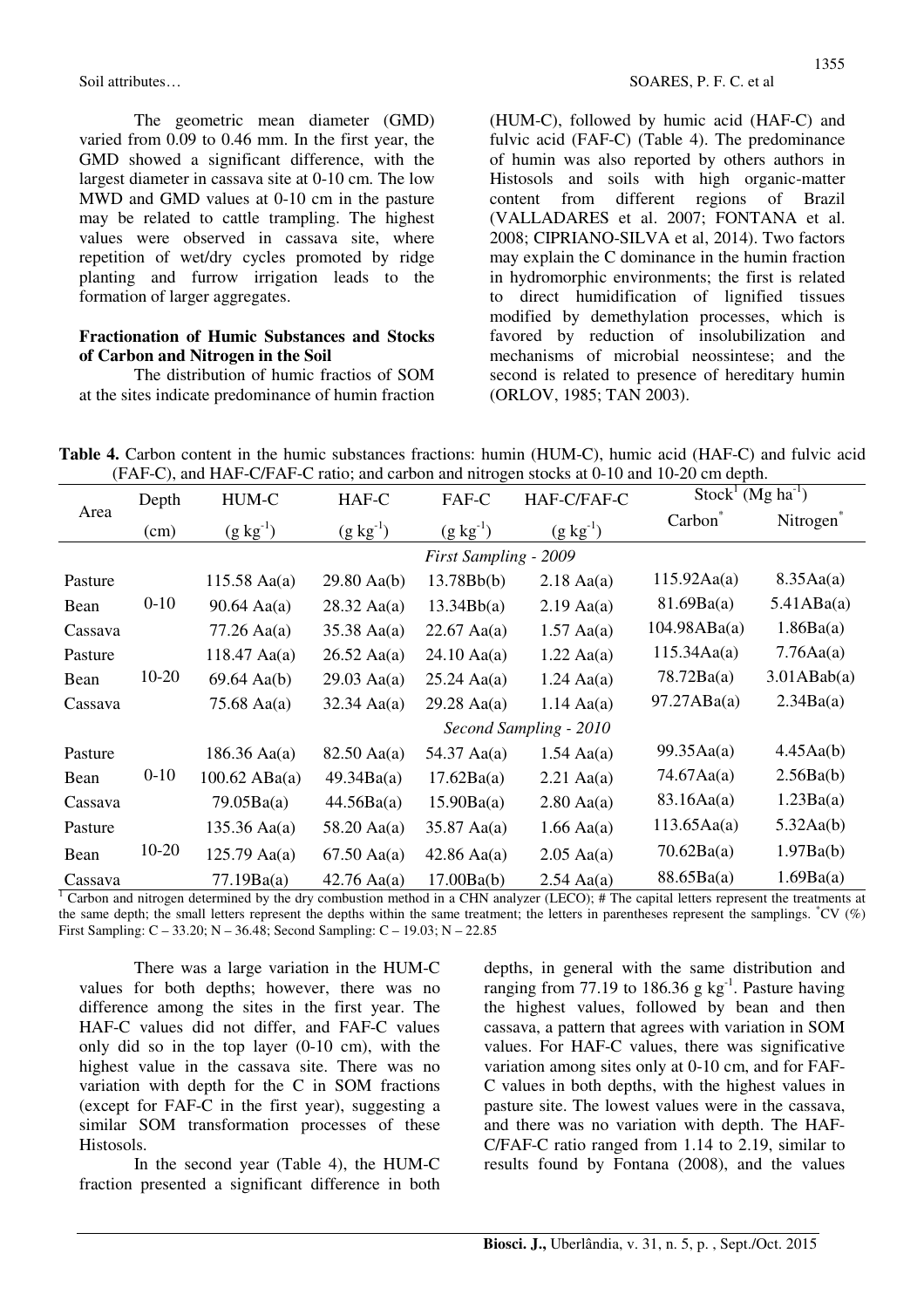The geometric mean diameter (GMD) varied from 0.09 to 0.46 mm. In the first year, the GMD showed a significant difference, with the largest diameter in cassava site at 0-10 cm. The low MWD and GMD values at 0-10 cm in the pasture may be related to cattle trampling. The highest values were observed in cassava site, where repetition of wet/dry cycles promoted by ridge planting and furrow irrigation leads to the formation of larger aggregates.

**Fractionation of Humic Substances and Stocks of Carbon and Nitrogen in the Soil**

The distribution of humic fractios of SOM at the sites indicate predominance of humin fraction (HUM-C), followed by humic acid (HAF-C) and fulvic acid (FAF-C) (Table 4). The predominance of humin was also reported by others authors in Histosols and soils with high organic-matter content from different regions of Brazil (VALLADARES et al. 2007; FONTANA et al. 2008; CIPRIANO-SILVA et al, 2014). Two factors may explain the C dominance in the humin fraction in hydromorphic environments; the first is related to direct humidification of lignified tissues modified by demethylation processes, which is favored by reduction of insolubilization and mechanisms of microbial neossintese; and the second is related to presence of hereditary humin (ORLOV, 1985; TAN 2003).

**Table 4.** Carbon content in the humic substances fractions: humin (HUM-C), humic acid (HAF-C) and fulvic acid (FAF-C), and HAF-C/FAF-C ratio; and carbon and nitrogen stocks at 0-10 and 10-20 cm depth.

| Area | Depth (cm) | HUM-C ($g\ kg^{-1}$) | HAF-C ($g\ kg^{-1}$) | FAF-C ($g\ kg^{-1}$) | HAF-C/FAF-C ($g\ kg^{-1}$) | Stock[1] ($Mg\ ha^{-1}$) Carbon* | Nitrogen* |
|---|---|---|---|---|---|---|---|
| | | | | *First Sampling - 2009* | | | |
| Pasture | 0-10 | 115.58 Aa(a) | 29.80 Aa(b) | 13.78Bb(b) | 2.18 Aa(a) | 115.92Aa(a) | 8.35Aa(a) |
| Bean | | 90.64 Aa(a) | 28.32 Aa(a) | 13.34Bb(a) | 2.19 Aa(a) | 81.69Ba(a) | 5.41ABa(a) |
| Cassava | | 77.26 Aa(a) | 35.38 Aa(a) | 22.67 Aa(a) | 1.57 Aa(a) | 104.98ABa(a) | 1.86Ba(a) |
| Pasture | 10-20 | 118.47 Aa(a) | 26.52 Aa(a) | 24.10 Aa(a) | 1.22 Aa(a) | 115.34Aa(a) | 7.76Aa(a) |
| Bean | | 69.64 Aa(b) | 29.03 Aa(a) | 25.24 Aa(a) | 1.24 Aa(a) | 78.72Ba(a) | 3.01ABab(a) |
| Cassava | | 75.68 Aa(a) | 32.34 Aa(a) | 29.28 Aa(a) | 1.14 Aa(a) | 97.27ABa(a) | 2.34Ba(a) |
| | | | | *Second Sampling - 2010* | | | |
| Pasture | 0-10 | 186.36 Aa(a) | 82.50 Aa(a) | 54.37 Aa(a) | 1.54 Aa(a) | 99.35Aa(a) | 4.45Aa(b) |
| Bean | | 100.62 ABa(a) | 49.34Ba(a) | 17.62Ba(a) | 2.21 Aa(a) | 74.67Aa(a) | 2.56Ba(b) |
| Cassava | | 79.05Ba(a) | 44.56Ba(a) | 15.90Ba(a) | 2.80 Aa(a) | 83.16Aa(a) | 1.23Ba(a) |
| Pasture | 10-20 | 135.36 Aa(a) | 58.20 Aa(a) | 35.87 Aa(a) | 1.66 Aa(a) | 113.65Aa(a) | 5.32Aa(b) |
| Bean | | 125.79 Aa(a) | 67.50 Aa(a) | 42.86 Aa(a) | 2.05 Aa(a) | 70.62Ba(a) | 1.97Ba(b) |
| Cassava | | 77.19Ba(a) | 42.76 Aa(a) | 17.00Ba(b) | 2.54 Aa(a) | 88.65Ba(a) | 1.69Ba(a) |

[1] Carbon and nitrogen determined by the dry combustion method in a CHN analyzer (LECO); # The capital letters represent the treatments at the same depth; the small letters represent the depths within the same treatment; the letters in parentheses represent the samplings. *CV (%) First Sampling: C – 33.20; N – 36.48; Second Sampling: C – 19.03; N – 22.85

There was a large variation in the HUM-C values for both depths; however, there was no difference among the sites in the first year. The HAF-C values did not differ, and FAF-C values only did so in the top layer (0-10 cm), with the highest value in the cassava site. There was no variation with depth for the C in SOM fractions (except for FAF-C in the first year), suggesting a similar SOM transformation processes of these Histosols.

In the second year (Table 4), the HUM-C fraction presented a significant difference in both depths, in general with the same distribution and ranging from 77.19 to 186.36 $g\ kg^{-1}$. Pasture having the highest values, followed by bean and then cassava, a pattern that agrees with variation in SOM values. For HAF-C values, there was significative variation among sites only at 0-10 cm, and for FAF-C values in both depths, with the highest values in pasture site. The lowest values were in the cassava, and there was no variation with depth. The HAF-C/FAF-C ratio ranged from 1.14 to 2.19, similar to results found by Fontana (2008), and the values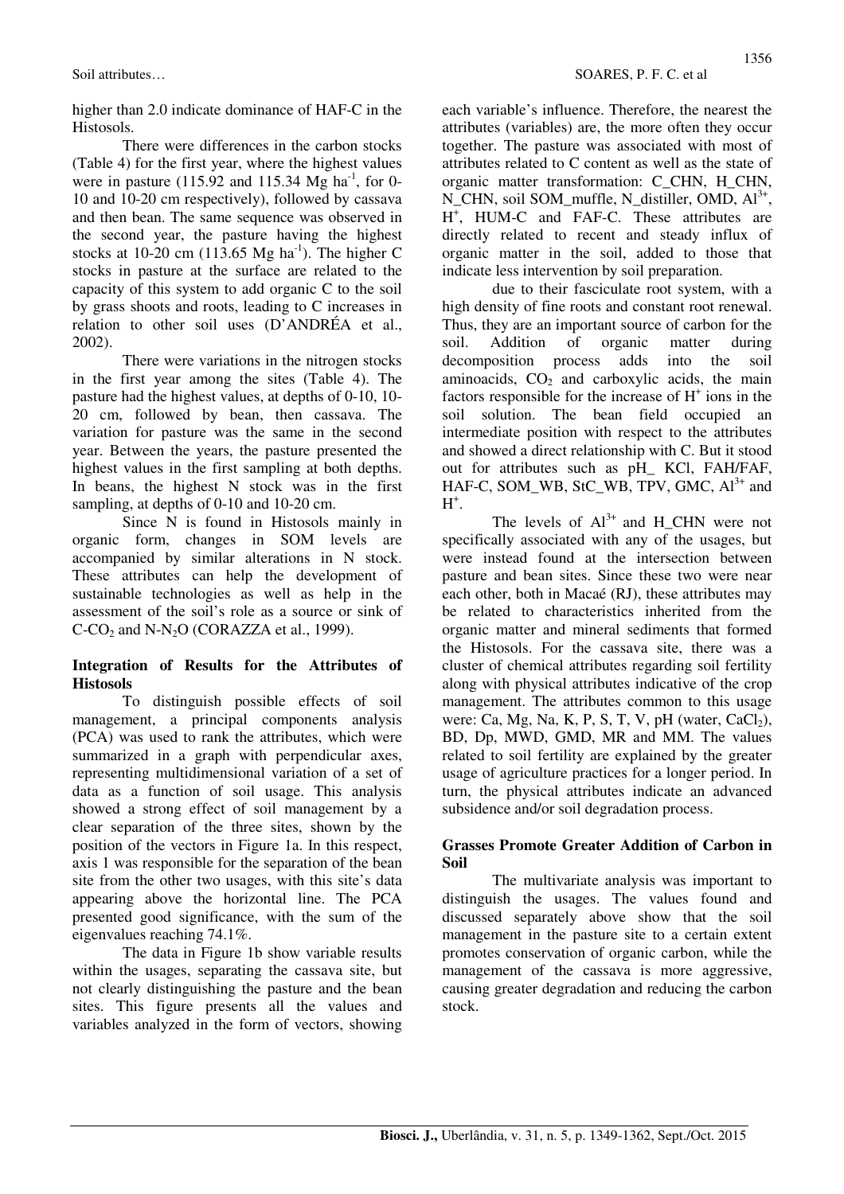higher than 2.0 indicate dominance of HAF-C in the Histosols.

There were differences in the carbon stocks (Table 4) for the first year, where the highest values were in pasture (115.92 and 115.34 Mg $ha^{-1}$, for 0-10 and 10-20 cm respectively), followed by cassava and then bean. The same sequence was observed in the second year, the pasture having the highest stocks at 10-20 cm (113.65 Mg $ha^{-1}$). The higher C stocks in pasture at the surface are related to the capacity of this system to add organic C to the soil by grass shoots and roots, leading to C increases in relation to other soil uses (D'ANDRÉA et al., 2002).

There were variations in the nitrogen stocks in the first year among the sites (Table 4). The pasture had the highest values, at depths of 0-10, 10-20 cm, followed by bean, then cassava. The variation for pasture was the same in the second year. Between the years, the pasture presented the highest values in the first sampling at both depths. In beans, the highest N stock was in the first sampling, at depths of 0-10 and 10-20 cm.

Since N is found in Histosols mainly in organic form, changes in SOM levels are accompanied by similar alterations in N stock. These attributes can help the development of sustainable technologies as well as help in the assessment of the soil's role as a source or sink of C-$CO_2$ and N-$N_2O$ (CORAZZA et al., 1999).

### Integration of Results for the Attributes of Histosols

To distinguish possible effects of soil management, a principal components analysis (PCA) was used to rank the attributes, which were summarized in a graph with perpendicular axes, representing multidimensional variation of a set of data as a function of soil usage. This analysis showed a strong effect of soil management by a clear separation of the three sites, shown by the position of the vectors in Figure 1a. In this respect, axis 1 was responsible for the separation of the bean site from the other two usages, with this site's data appearing above the horizontal line. The PCA presented good significance, with the sum of the eigenvalues reaching 74.1%.

The data in Figure 1b show variable results within the usages, separating the cassava site, but not clearly distinguishing the pasture and the bean sites. This figure presents all the values and variables analyzed in the form of vectors, showing each variable's influence. Therefore, the nearest the attributes (variables) are, the more often they occur together. The pasture was associated with most of attributes related to C content as well as the state of organic matter transformation: C_CHN, H_CHN, N_CHN, soil SOM_muffle, N_distiller, OMD, $Al^{3+}$, $H^+$, HUM-C and FAF-C. These attributes are directly related to recent and steady influx of organic matter in the soil, added to those that indicate less intervention by soil preparation.

due to their fasciculate root system, with a high density of fine roots and constant root renewal. Thus, they are an important source of carbon for the soil. Addition of organic matter during decomposition process adds into the soil aminoacids, $CO_2$ and carboxylic acids, the main factors responsible for the increase of $H^+$ ions in the soil solution. The bean field occupied an intermediate position with respect to the attributes and showed a direct relationship with C. But it stood out for attributes such as pH_ KCl, FAH/FAF, HAF-C, SOM_WB, StC_WB, TPV, GMC, $Al^{3+}$ and $H^+$.

The levels of $Al^{3+}$ and H_CHN were not specifically associated with any of the usages, but were instead found at the intersection between pasture and bean sites. Since these two were near each other, both in Macaé (RJ), these attributes may be related to characteristics inherited from the organic matter and mineral sediments that formed the Histosols. For the cassava site, there was a cluster of chemical attributes regarding soil fertility along with physical attributes indicative of the crop management. The attributes common to this usage were: Ca, Mg, Na, K, P, S, T, V, pH (water, $CaCl_2$), BD, Dp, MWD, GMD, MR and MM. The values related to soil fertility are explained by the greater usage of agriculture practices for a longer period. In turn, the physical attributes indicate an advanced subsidence and/or soil degradation process.

### Grasses Promote Greater Addition of Carbon in Soil

The multivariate analysis was important to distinguish the usages. The values found and discussed separately above show that the soil management in the pasture site to a certain extent promotes conservation of organic carbon, while the management of the cassava is more aggressive, causing greater degradation and reducing the carbon stock.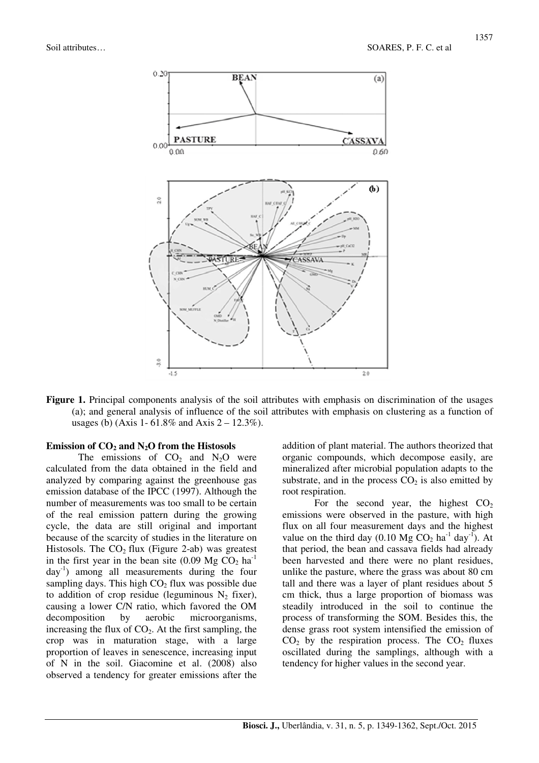**Figure 1.** Principal components analysis of the soil attributes with emphasis on discrimination of the usages (a); and general analysis of influence of the soil attributes with emphasis on clustering as a function of usages (b) (Axis 1- 61.8% and Axis 2 – 12.3%).

### Emission of $CO_2$ and $N_2O$ from the Histosols

The emissions of $CO_2$ and $N_2O$ were calculated from the data obtained in the field and analyzed by comparing against the greenhouse gas emission database of the IPCC (1997). Although the number of measurements was too small to be certain of the real emission pattern during the growing cycle, the data are still original and important because of the scarcity of studies in the literature on Histosols. The $CO_2$ flux (Figure 2-ab) was greatest in the first year in the bean site (0.09 Mg $CO_2$ $ha^{-1}$ $day^{-1}$) among all measurements during the four sampling days. This high $CO_2$ flux was possible due to addition of crop residue (leguminous $N_2$ fixer), causing a lower C/N ratio, which favored the OM decomposition by aerobic microorganisms, increasing the flux of $CO_2$. At the first sampling, the crop was in maturation stage, with a large proportion of leaves in senescence, increasing input of N in the soil. Giacomine et al. (2008) also observed a tendency for greater emissions after the addition of plant material. The authors theorized that organic compounds, which decompose easily, are mineralized after microbial population adapts to the substrate, and in the process $CO_2$ is also emitted by root respiration.

For the second year, the highest $CO_2$ emissions were observed in the pasture, with high flux on all four measurement days and the highest value on the third day (0.10 Mg $CO_2$ $ha^{-1}$ $day^{-1}$). At that period, the bean and cassava fields had already been harvested and there were no plant residues, unlike the pasture, where the grass was about 80 cm tall and there was a layer of plant residues about 5 cm thick, thus a large proportion of biomass was steadily introduced in the soil to continue the process of transforming the SOM. Besides this, the dense grass root system intensified the emission of $CO_2$ by the respiration process. The $CO_2$ fluxes oscillated during the samplings, although with a tendency for higher values in the second year.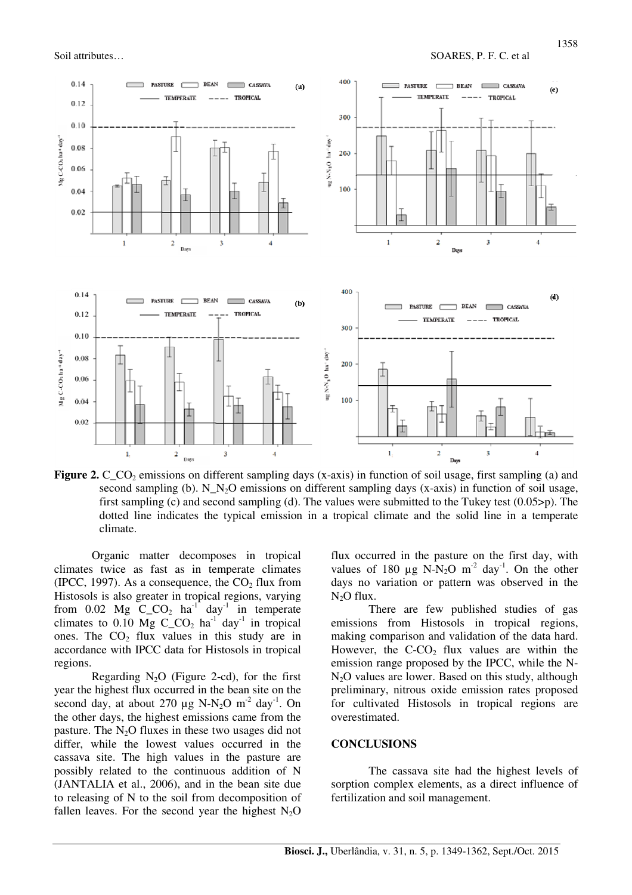**Figure 2.** $C\_CO_2$ emissions on different sampling days (x-axis) in function of soil usage, first sampling (a) and second sampling (b). $N\_N_2O$ emissions on different sampling days (x-axis) in function of soil usage, first sampling (c) and second sampling (d). The values were submitted to the Tukey test (0.05>p). The dotted line indicates the typical emission in a tropical climate and the solid line in a temperate climate.

Organic matter decomposes in tropical climates twice as fast as in temperate climates (IPCC, 1997). As a consequence, the $CO_2$ flux from Histosols is also greater in tropical regions, varying from 0.02 Mg $C\_CO_2$ $ha^{-1}$ $day^{-1}$ in temperate climates to 0.10 Mg $C\_CO_2$ $ha^{-1}$ $day^{-1}$ in tropical ones. The $CO_2$ flux values in this study are in accordance with IPCC data for Histosols in tropical regions.

Regarding $N_2O$ (Figure 2-cd), for the first year the highest flux occurred in the bean site on the second day, at about 270 µg $N$-$N_2O$ $m^{-2}$ $day^{-1}$. On the other days, the highest emissions came from the pasture. The $N_2O$ fluxes in these two usages did not differ, while the lowest values occurred in the cassava site. The high values in the pasture are possibly related to the continuous addition of N (JANTALIA et al., 2006), and in the bean site due to releasing of N to the soil from decomposition of fallen leaves. For the second year the highest $N_2O$ flux occurred in the pasture on the first day, with values of 180 µg $N$-$N_2O$ $m^{-2}$ $day^{-1}$. On the other days no variation or pattern was observed in the $N_2O$ flux.

There are few published studies of gas emissions from Histosols in tropical regions, making comparison and validation of the data hard. However, the $C$-$CO_2$ flux values are within the emission range proposed by the IPCC, while the $N$-$N_2O$ values are lower. Based on this study, although preliminary, nitrous oxide emission rates proposed for cultivated Histosols in tropical regions are overestimated.

## CONCLUSIONS

The cassava site had the highest levels of sorption complex elements, as a direct influence of fertilization and soil management.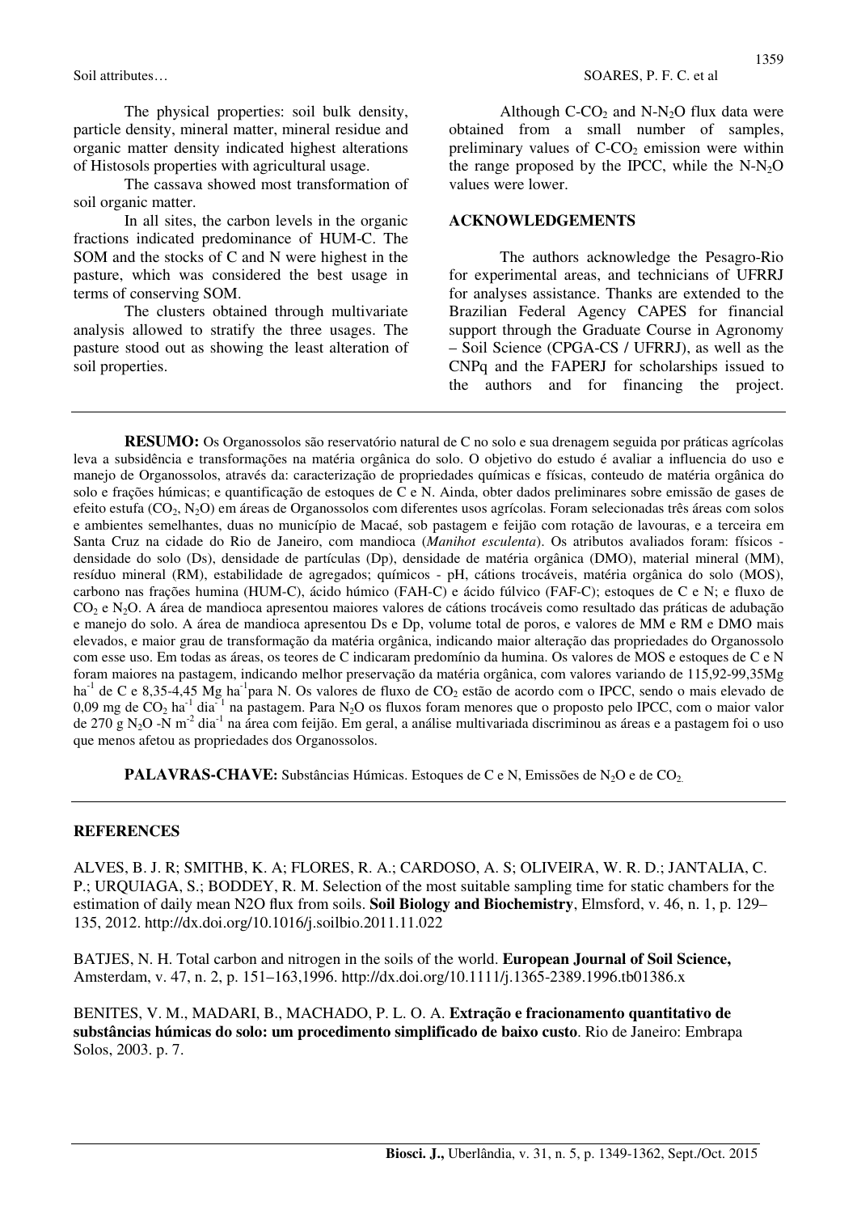The physical properties: soil bulk density, particle density, mineral matter, mineral residue and organic matter density indicated highest alterations of Histosols properties with agricultural usage.

The cassava showed most transformation of soil organic matter.

In all sites, the carbon levels in the organic fractions indicated predominance of HUM-C. The SOM and the stocks of C and N were highest in the pasture, which was considered the best usage in terms of conserving SOM.

The clusters obtained through multivariate analysis allowed to stratify the three usages. The pasture stood out as showing the least alteration of soil properties.

Although C-$CO_2$ and N-$N_2O$ flux data were obtained from a small number of samples, preliminary values of C-$CO_2$ emission were within the range proposed by the IPCC, while the N-$N_2O$ values were lower.

## ACKNOWLEDGEMENTS

The authors acknowledge the Pesagro-Rio for experimental areas, and technicians of UFRRJ for analyses assistance. Thanks are extended to the Brazilian Federal Agency CAPES for financial support through the Graduate Course in Agronomy – Soil Science (CPGA-CS / UFRRJ), as well as the CNPq and the FAPERJ for scholarships issued to the authors and for financing the project.

---

**RESUMO:** Os Organossolos são reservatório natural de C no solo e sua drenagem seguida por práticas agrícolas leva a subsidência e transformações na matéria orgânica do solo. O objetivo do estudo é avaliar a influencia do uso e manejo de Organossolos, através da: caracterização de propriedades químicas e físicas, conteudo de matéria orgânica do solo e frações húmicas; e quantificação de estoques de C e N. Ainda, obter dados preliminares sobre emissão de gases de efeito estufa ($CO_2$, $N_2O$) em áreas de Organossolos com diferentes usos agrícolas. Foram selecionadas três áreas com solos e ambientes semelhantes, duas no município de Macaé, sob pastagem e feijão com rotação de lavouras, e a terceira em Santa Cruz na cidade do Rio de Janeiro, com mandioca (*Manihot esculenta*). Os atributos avaliados foram: físicos - densidade do solo (Ds), densidade de partículas (Dp), densidade de matéria orgânica (DMO), material mineral (MM), resíduo mineral (RM), estabilidade de agregados; químicos - pH, cátions trocáveis, matéria orgânica do solo (MOS), carbono nas frações humina (HUM-C), ácido húmico (FAH-C) e ácido fúlvico (FAF-C); estoques de C e N; e fluxo de $CO_2$ e $N_2O$. A área de mandioca apresentou maiores valores de cátions trocáveis como resultado das práticas de adubação e manejo do solo. A área de mandioca apresentou Ds e Dp, volume total de poros, e valores de MM e RM e DMO mais elevados, e maior grau de transformação da matéria orgânica, indicando maior alteração das propriedades do Organossolo com esse uso. Em todas as áreas, os teores de C indicaram predomínio da humina. Os valores de MOS e estoques de C e N foram maiores na pastagem, indicando melhor preservação da matéria orgânica, com valores variando de 115,92-99,35Mg $ha^{-1}$ de C e 8,35-4,45 Mg $ha^{-1}$para N. Os valores de fluxo de $CO_2$ estão de acordo com o IPCC, sendo o mais elevado de 0,09 mg de $CO_2$ $ha^{-1}$ $dia^{-1}$ na pastagem. Para $N_2O$ os fluxos foram menores que o proposto pelo IPCC, com o maior valor de 270 g $N_2O$ -N $m^{-2}$ $dia^{-1}$ na área com feijão. Em geral, a análise multivariada discriminou as áreas e a pastagem foi o uso que menos afetou as propriedades dos Organossolos.

**PALAVRAS-CHAVE:** Substâncias Húmicas. Estoques de C e N, Emissões de $N_2O$ e de $CO_2$.

---

## REFERENCES

ALVES, B. J. R; SMITHB, K. A; FLORES, R. A.; CARDOSO, A. S; OLIVEIRA, W. R. D.; JANTALIA, C. P.; URQUIAGA, S.; BODDEY, R. M. Selection of the most suitable sampling time for static chambers for the estimation of daily mean N2O flux from soils. **Soil Biology and Biochemistry**, Elmsford, v. 46, n. 1, p. 129–135, 2012. http://dx.doi.org/10.1016/j.soilbio.2011.11.022

BATJES, N. H. Total carbon and nitrogen in the soils of the world. **European Journal of Soil Science,** Amsterdam, v. 47, n. 2, p. 151–163,1996. http://dx.doi.org/10.1111/j.1365-2389.1996.tb01386.x

BENITES, V. M., MADARI, B., MACHADO, P. L. O. A. **Extração e fracionamento quantitativo de substâncias húmicas do solo: um procedimento simplificado de baixo custo**. Rio de Janeiro: Embrapa Solos, 2003. p. 7.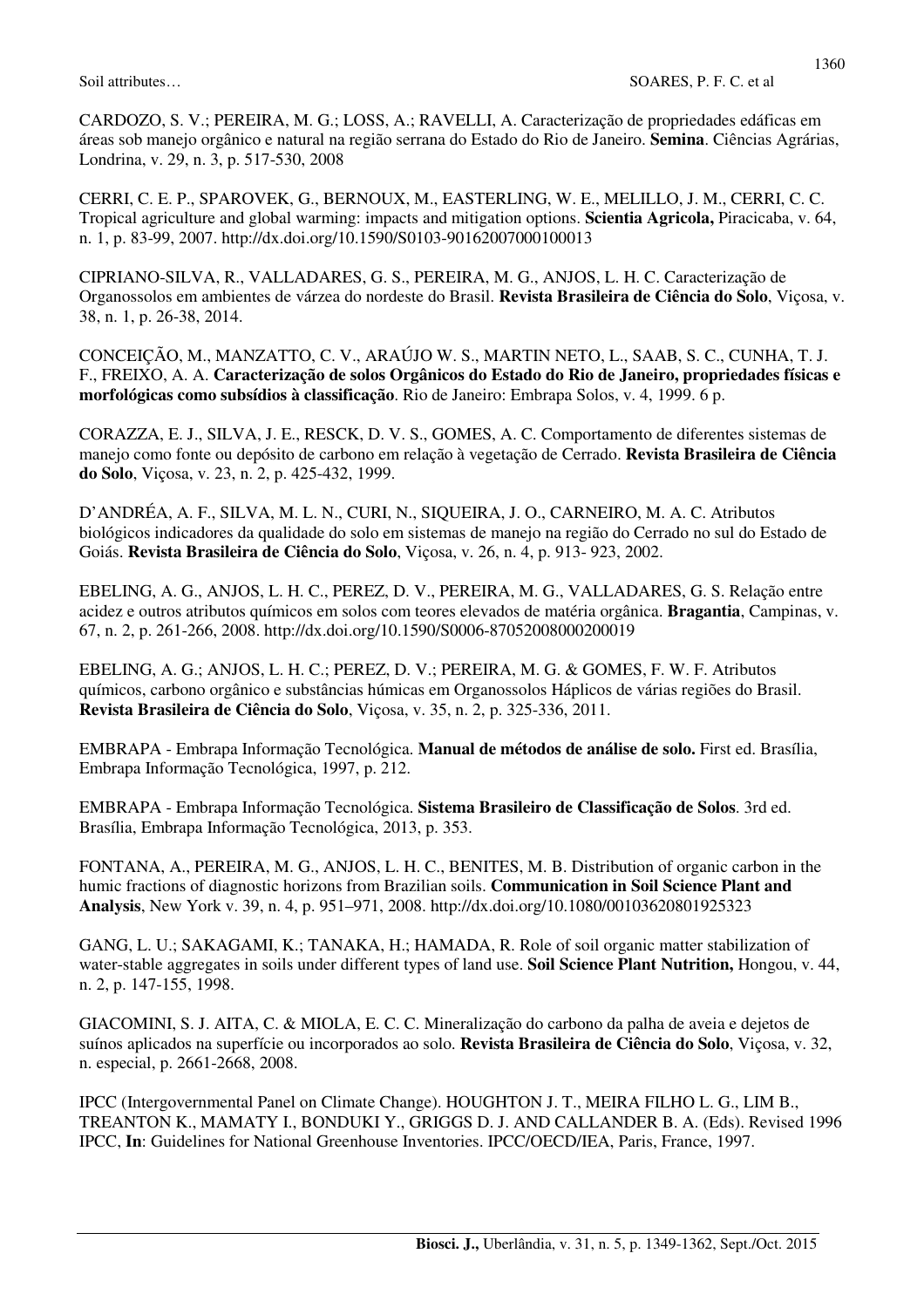CARDOZO, S. V.; PEREIRA, M. G.; LOSS, A.; RAVELLI, A. Caracterização de propriedades edáficas em áreas sob manejo orgânico e natural na região serrana do Estado do Rio de Janeiro. **Semina**. Ciências Agrárias, Londrina, v. 29, n. 3, p. 517-530, 2008

CERRI, C. E. P., SPAROVEK, G., BERNOUX, M., EASTERLING, W. E., MELILLO, J. M., CERRI, C. C. Tropical agriculture and global warming: impacts and mitigation options. **Scientia Agricola,** Piracicaba, v. 64, n. 1, p. 83-99, 2007. http://dx.doi.org/10.1590/S0103-90162007000100013

CIPRIANO-SILVA, R., VALLADARES, G. S., PEREIRA, M. G., ANJOS, L. H. C. Caracterização de Organossolos em ambientes de várzea do nordeste do Brasil. **Revista Brasileira de Ciência do Solo**, Viçosa, v. 38, n. 1, p. 26-38, 2014.

CONCEIÇÃO, M., MANZATTO, C. V., ARAÚJO W. S., MARTIN NETO, L., SAAB, S. C., CUNHA, T. J. F., FREIXO, A. A. **Caracterização de solos Orgânicos do Estado do Rio de Janeiro, propriedades físicas e morfológicas como subsídios à classificação**. Rio de Janeiro: Embrapa Solos, v. 4, 1999. 6 p.

CORAZZA, E. J., SILVA, J. E., RESCK, D. V. S., GOMES, A. C. Comportamento de diferentes sistemas de manejo como fonte ou depósito de carbono em relação à vegetação de Cerrado. **Revista Brasileira de Ciência do Solo**, Viçosa, v. 23, n. 2, p. 425-432, 1999.

D'ANDRÉA, A. F., SILVA, M. L. N., CURI, N., SIQUEIRA, J. O., CARNEIRO, M. A. C. Atributos biológicos indicadores da qualidade do solo em sistemas de manejo na região do Cerrado no sul do Estado de Goiás. **Revista Brasileira de Ciência do Solo**, Viçosa, v. 26, n. 4, p. 913- 923, 2002.

EBELING, A. G., ANJOS, L. H. C., PEREZ, D. V., PEREIRA, M. G., VALLADARES, G. S. Relação entre acidez e outros atributos químicos em solos com teores elevados de matéria orgânica. **Bragantia**, Campinas, v. 67, n. 2, p. 261-266, 2008. http://dx.doi.org/10.1590/S0006-87052008000200019

EBELING, A. G.; ANJOS, L. H. C.; PEREZ, D. V.; PEREIRA, M. G. & GOMES, F. W. F. Atributos químicos, carbono orgânico e substâncias húmicas em Organossolos Háplicos de várias regiões do Brasil. **Revista Brasileira de Ciência do Solo**, Viçosa, v. 35, n. 2, p. 325-336, 2011.

EMBRAPA - Embrapa Informação Tecnológica. **Manual de métodos de análise de solo.** First ed. Brasília, Embrapa Informação Tecnológica, 1997, p. 212.

EMBRAPA - Embrapa Informação Tecnológica. **Sistema Brasileiro de Classificação de Solos**. 3rd ed. Brasília, Embrapa Informação Tecnológica, 2013, p. 353.

FONTANA, A., PEREIRA, M. G., ANJOS, L. H. C., BENITES, M. B. Distribution of organic carbon in the humic fractions of diagnostic horizons from Brazilian soils. **Communication in Soil Science Plant and Analysis**, New York v. 39, n. 4, p. 951–971, 2008. http://dx.doi.org/10.1080/00103620801925323

GANG, L. U.; SAKAGAMI, K.; TANAKA, H.; HAMADA, R. Role of soil organic matter stabilization of water-stable aggregates in soils under different types of land use. **Soil Science Plant Nutrition,** Hongou, v. 44, n. 2, p. 147-155, 1998.

GIACOMINI, S. J. AITA, C. & MIOLA, E. C. C. Mineralização do carbono da palha de aveia e dejetos de suínos aplicados na superfície ou incorporados ao solo. **Revista Brasileira de Ciência do Solo**, Viçosa, v. 32, n. especial, p. 2661-2668, 2008.

IPCC (Intergovernmental Panel on Climate Change). HOUGHTON J. T., MEIRA FILHO L. G., LIM B., TREANTON K., MAMATY I., BONDUKI Y., GRIGGS D. J. AND CALLANDER B. A. (Eds). Revised 1996 IPCC, **In**: Guidelines for National Greenhouse Inventories. IPCC/OECD/IEA, Paris, France, 1997.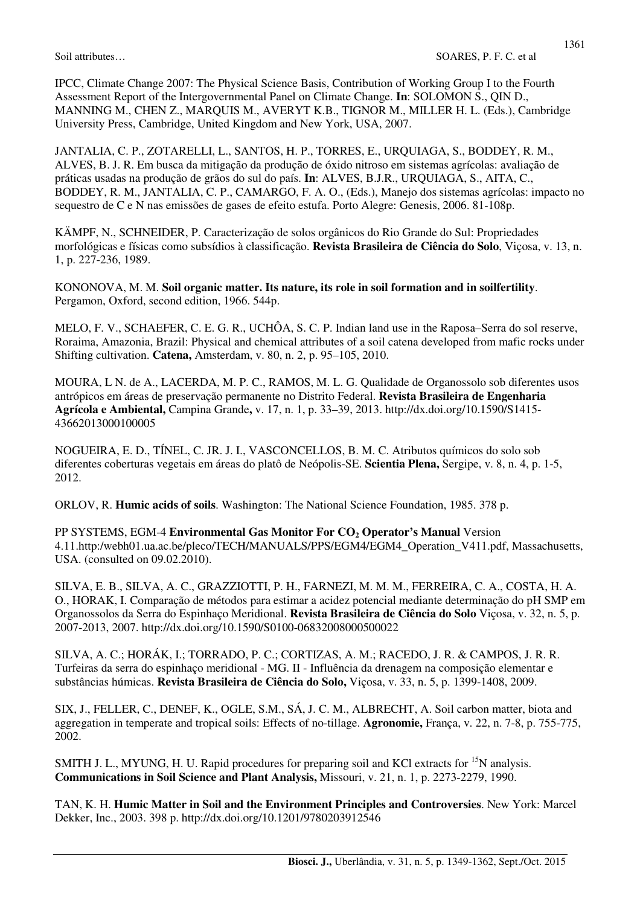IPCC, Climate Change 2007: The Physical Science Basis, Contribution of Working Group I to the Fourth Assessment Report of the Intergovernmental Panel on Climate Change. **In**: SOLOMON S., QIN D., MANNING M., CHEN Z., MARQUIS M., AVERYT K.B., TIGNOR M., MILLER H. L. (Eds.), Cambridge University Press, Cambridge, United Kingdom and New York, USA, 2007.

JANTALIA, C. P., ZOTARELLI, L., SANTOS, H. P., TORRES, E., URQUIAGA, S., BODDEY, R. M., ALVES, B. J. R. Em busca da mitigação da produção de óxido nitroso em sistemas agrícolas: avaliação de práticas usadas na produção de grãos do sul do país. **In**: ALVES, B.J.R., URQUIAGA, S., AITA, C., BODDEY, R. M., JANTALIA, C. P., CAMARGO, F. A. O., (Eds.), Manejo dos sistemas agrícolas: impacto no sequestro de C e N nas emissões de gases de efeito estufa. Porto Alegre: Genesis, 2006. 81-108p.

KÄMPF, N., SCHNEIDER, P. Caracterização de solos orgânicos do Rio Grande do Sul: Propriedades morfológicas e físicas como subsídios à classificação. **Revista Brasileira de Ciência do Solo**, Viçosa, v. 13, n. 1, p. 227-236, 1989.

KONONOVA, M. M. **Soil organic matter. Its nature, its role in soil formation and in soilfertility**. Pergamon, Oxford, second edition, 1966. 544p.

MELO, F. V., SCHAEFER, C. E. G. R., UCHÔA, S. C. P. Indian land use in the Raposa–Serra do sol reserve, Roraima, Amazonia, Brazil: Physical and chemical attributes of a soil catena developed from mafic rocks under Shifting cultivation. **Catena,** Amsterdam, v. 80, n. 2, p. 95–105, 2010.

MOURA, L N. de A., LACERDA, M. P. C., RAMOS, M. L. G. Qualidade de Organossolo sob diferentes usos antrópicos em áreas de preservação permanente no Distrito Federal. **Revista Brasileira de Engenharia Agrícola e Ambiental,** Campina Grande**,** v. 17, n. 1, p. 33–39, 2013. http://dx.doi.org/10.1590/S1415-43662013000100005

NOGUEIRA, E. D., TÍNEL, C. JR. J. I., VASCONCELLOS, B. M. C. Atributos químicos do solo sob diferentes coberturas vegetais em áreas do platô de Neópolis-SE. **Scientia Plena,** Sergipe, v. 8, n. 4, p. 1-5, 2012.

ORLOV, R. **Humic acids of soils**. Washington: The National Science Foundation, 1985. 378 p.

PP SYSTEMS, EGM-4 **Environmental Gas Monitor For $CO_2$ Operator's Manual** Version 4.11.http:/webh01.ua.ac.be/pleco/TECH/MANUALS/PPS/EGM4/EGM4_Operation_V411.pdf, Massachusetts, USA. (consulted on 09.02.2010).

SILVA, E. B., SILVA, A. C., GRAZZIOTTI, P. H., FARNEZI, M. M. M., FERREIRA, C. A., COSTA, H. A. O., HORAK, I. Comparação de métodos para estimar a acidez potencial mediante determinação do pH SMP em Organossolos da Serra do Espinhaço Meridional. **Revista Brasileira de Ciência do Solo** Viçosa, v. 32, n. 5, p. 2007-2013, 2007. http://dx.doi.org/10.1590/S0100-06832008000500022

SILVA, A. C.; HORÁK, I.; TORRADO, P. C.; CORTIZAS, A. M.; RACEDO, J. R. & CAMPOS, J. R. R. Turfeiras da serra do espinhaço meridional - MG. II - Influência da drenagem na composição elementar e substâncias húmicas. **Revista Brasileira de Ciência do Solo,** Viçosa, v. 33, n. 5, p. 1399-1408, 2009.

SIX, J., FELLER, C., DENEF, K., OGLE, S.M., SÁ, J. C. M., ALBRECHT, A. Soil carbon matter, biota and aggregation in temperate and tropical soils: Effects of no-tillage. **Agronomie,** França, v. 22, n. 7-8, p. 755-775, 2002.

SMITH J. L., MYUNG, H. U. Rapid procedures for preparing soil and KCl extracts for $^{15}N$ analysis. **Communications in Soil Science and Plant Analysis,** Missouri, v. 21, n. 1, p. 2273-2279, 1990.

TAN, K. H. **Humic Matter in Soil and the Environment Principles and Controversies**. New York: Marcel Dekker, Inc., 2003. 398 p. http://dx.doi.org/10.1201/9780203912546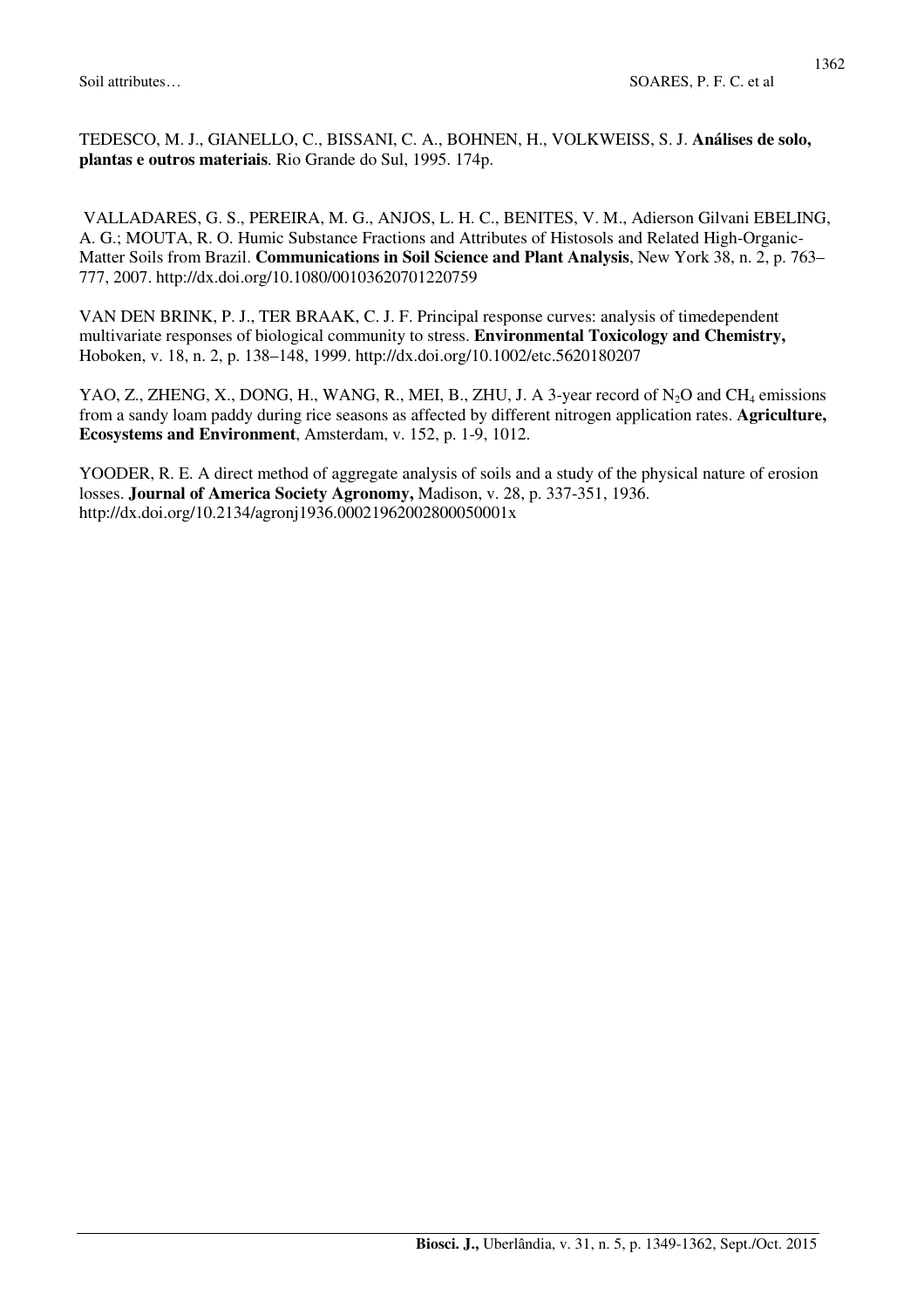TEDESCO, M. J., GIANELLO, C., BISSANI, C. A., BOHNEN, H., VOLKWEISS, S. J. **Análises de solo, plantas e outros materiais**. Rio Grande do Sul, 1995. 174p.

VALLADARES, G. S., PEREIRA, M. G., ANJOS, L. H. C., BENITES, V. M., Adierson Gilvani EBELING, A. G.; MOUTA, R. O. Humic Substance Fractions and Attributes of Histosols and Related High-Organic-Matter Soils from Brazil. **Communications in Soil Science and Plant Analysis**, New York 38, n. 2, p. 763–777, 2007. http://dx.doi.org/10.1080/00103620701220759

VAN DEN BRINK, P. J., TER BRAAK, C. J. F. Principal response curves: analysis of timedependent multivariate responses of biological community to stress. **Environmental Toxicology and Chemistry,** Hoboken, v. 18, n. 2, p. 138–148, 1999. http://dx.doi.org/10.1002/etc.5620180207

YAO, Z., ZHENG, X., DONG, H., WANG, R., MEI, B., ZHU, J. A 3-year record of $N_2O$ and $CH_4$ emissions from a sandy loam paddy during rice seasons as affected by different nitrogen application rates. **Agriculture, Ecosystems and Environment**, Amsterdam, v. 152, p. 1-9, 1012.

YOODER, R. E. A direct method of aggregate analysis of soils and a study of the physical nature of erosion losses. **Journal of America Society Agronomy,** Madison, v. 28, p. 337-351, 1936. http://dx.doi.org/10.2134/agronj1936.00021962002800050001x